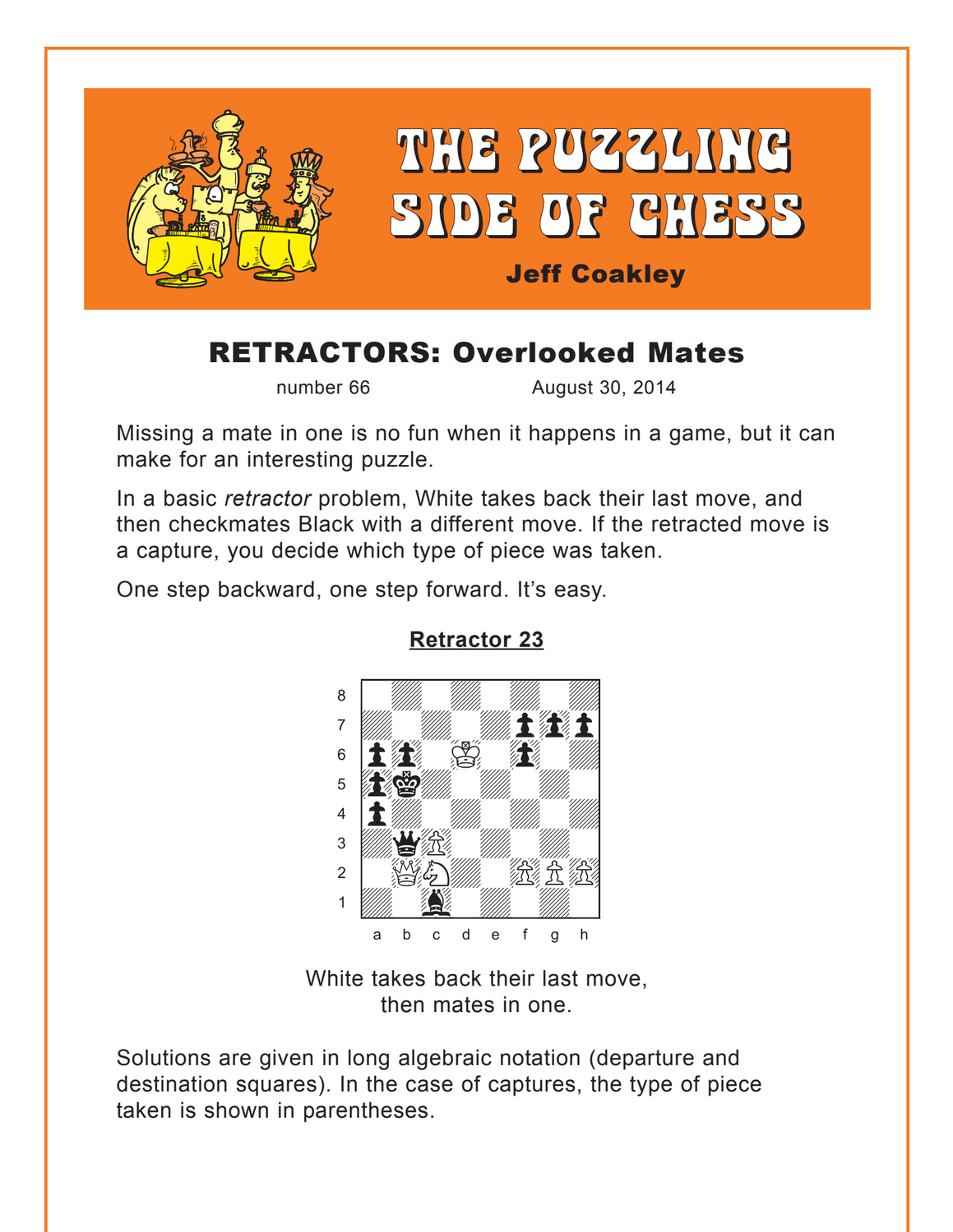# THE PUZZLING SIDE OF CHESS

**Jeff Coakley**

## RETRACTORS: Overlooked Mates

number 66 August 30, 2014

Missing a mate in one is no fun when it happens in a game, but it can make for an interesting puzzle.

In a basic *retractor* problem, White takes back their last move, and then checkmates Black with a different move. If the retracted move is a capture, you decide which type of piece was taken.

One step backward, one step forward. It's easy.

### Retractor 23

White takes back their last move,
then mates in one.

Solutions are given in long algebraic notation (departure and destination squares). In the case of captures, the type of piece taken is shown in parentheses.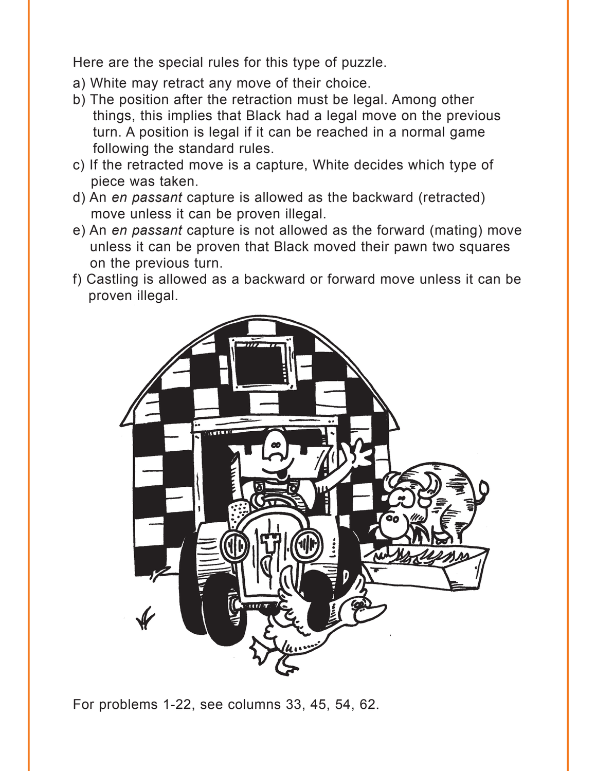Here are the special rules for this type of puzzle.

a) White may retract any move of their choice.
b) The position after the retraction must be legal. Among other things, this implies that Black had a legal move on the previous turn. A position is legal if it can be reached in a normal game following the standard rules.
c) If the retracted move is a capture, White decides which type of piece was taken.
d) An *en passant* capture is allowed as the backward (retracted) move unless it can be proven illegal.
e) An *en passant* capture is not allowed as the forward (mating) move unless it can be proven that Black moved their pawn two squares on the previous turn.
f) Castling is allowed as a backward or forward move unless it can be proven illegal.

For problems 1-22, see columns 33, 45, 54, 62.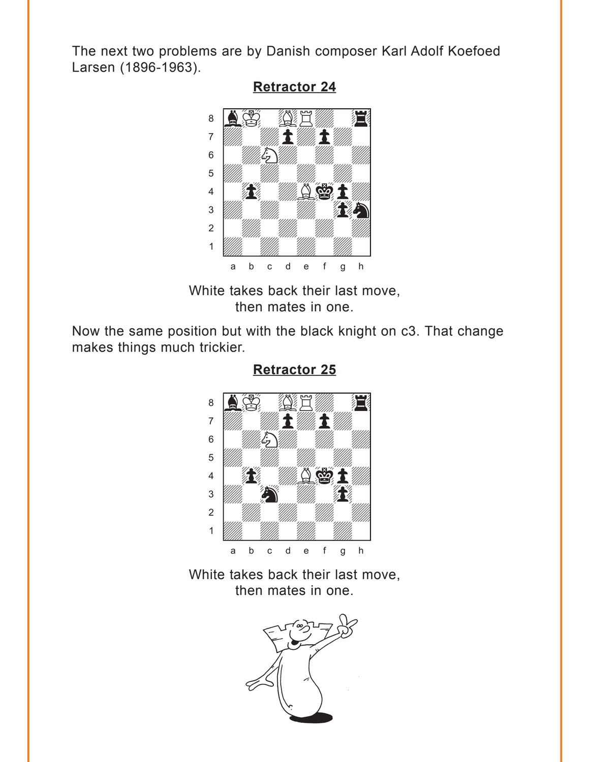The next two problems are by Danish composer Karl Adolf Koefoed Larsen (1896-1963).

## Retractor 24

White takes back their last move, then mates in one.

Now the same position but with the black knight on c3. That change makes things much trickier.

## Retractor 25

White takes back their last move, then mates in one.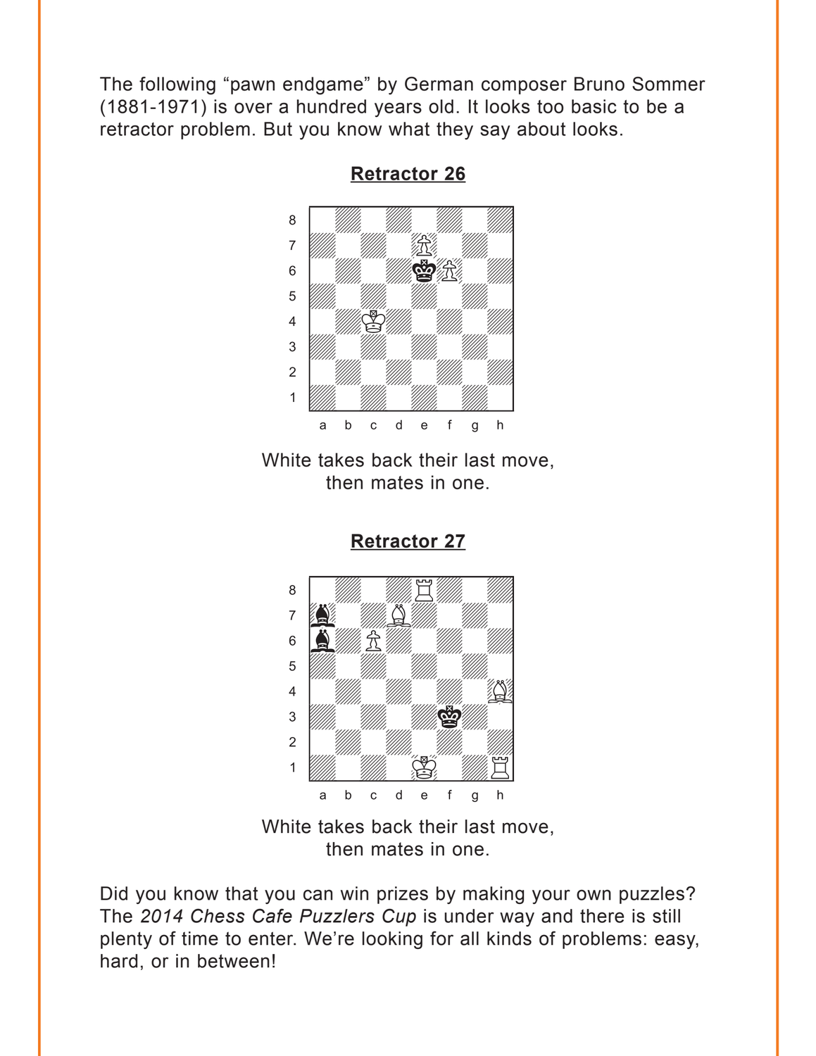The following "pawn endgame" by German composer Bruno Sommer (1881-1971) is over a hundred years old. It looks too basic to be a retractor problem. But you know what they say about looks.

**Retractor 26**

White takes back their last move, then mates in one.

**Retractor 27**

White takes back their last move, then mates in one.

Did you know that you can win prizes by making your own puzzles? The *2014 Chess Cafe Puzzlers Cup* is under way and there is still plenty of time to enter. We're looking for all kinds of problems: easy, hard, or in between!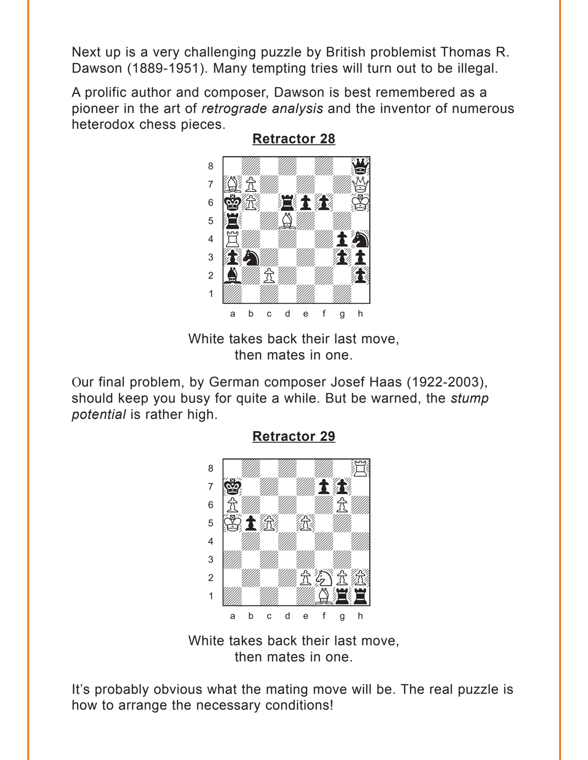Next up is a very challenging puzzle by British problemist Thomas R. Dawson (1889-1951). Many tempting tries will turn out to be illegal.

A prolific author and composer, Dawson is best remembered as a pioneer in the art of *retrograde analysis* and the inventor of numerous heterodox chess pieces.

**Retractor 28**

White takes back their last move, then mates in one.

Our final problem, by German composer Josef Haas (1922-2003), should keep you busy for quite a while. But be warned, the *stump potential* is rather high.

**Retractor 29**

White takes back their last move, then mates in one.

It's probably obvious what the mating move will be. The real puzzle is how to arrange the necessary conditions!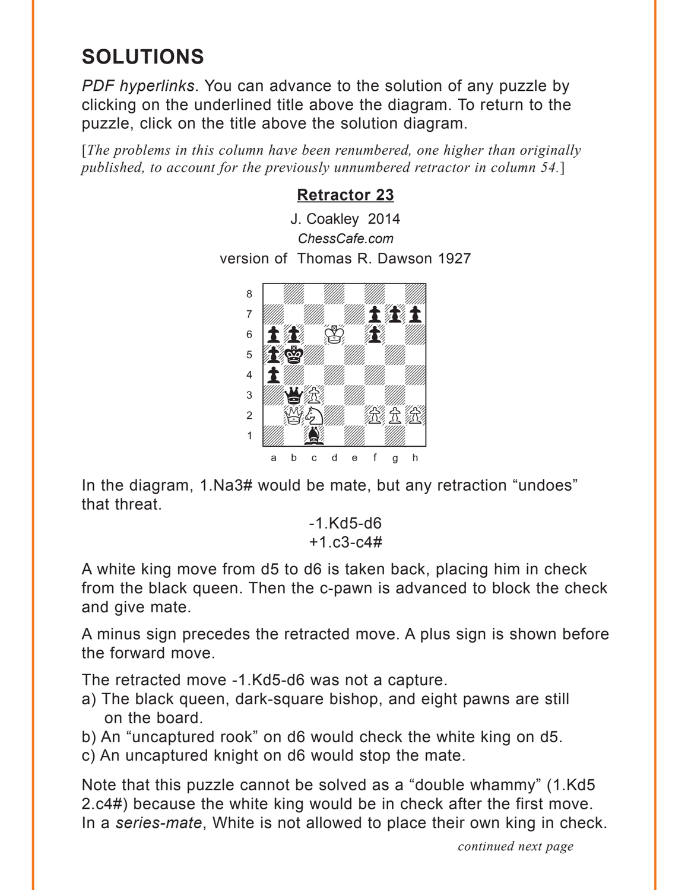# SOLUTIONS

*PDF hyperlinks*. You can advance to the solution of any puzzle by clicking on the underlined title above the diagram. To return to the puzzle, click on the title above the solution diagram.

[*The problems in this column have been renumbered, one higher than originally published, to account for the previously unnumbered retractor in column 54.*]

## Retractor 23

J. Coakley 2014

*ChessCafe.com*

version of Thomas R. Dawson 1927

In the diagram, 1.Na3# would be mate, but any retraction "undoes" that threat.

-1.Kd5-d6

+1.c3-c4#

A white king move from d5 to d6 is taken back, placing him in check from the black queen. Then the c-pawn is advanced to block the check and give mate.

A minus sign precedes the retracted move. A plus sign is shown before the forward move.

The retracted move -1.Kd5-d6 was not a capture.

a) The black queen, dark-square bishop, and eight pawns are still on the board.
b) An "uncaptured rook" on d6 would check the white king on d5.
c) An uncaptured knight on d6 would stop the mate.

Note that this puzzle cannot be solved as a "double whammy" (1.Kd5 2.c4#) because the white king would be in check after the first move. In a *series-mate*, White is not allowed to place their own king in check.

*continued next page*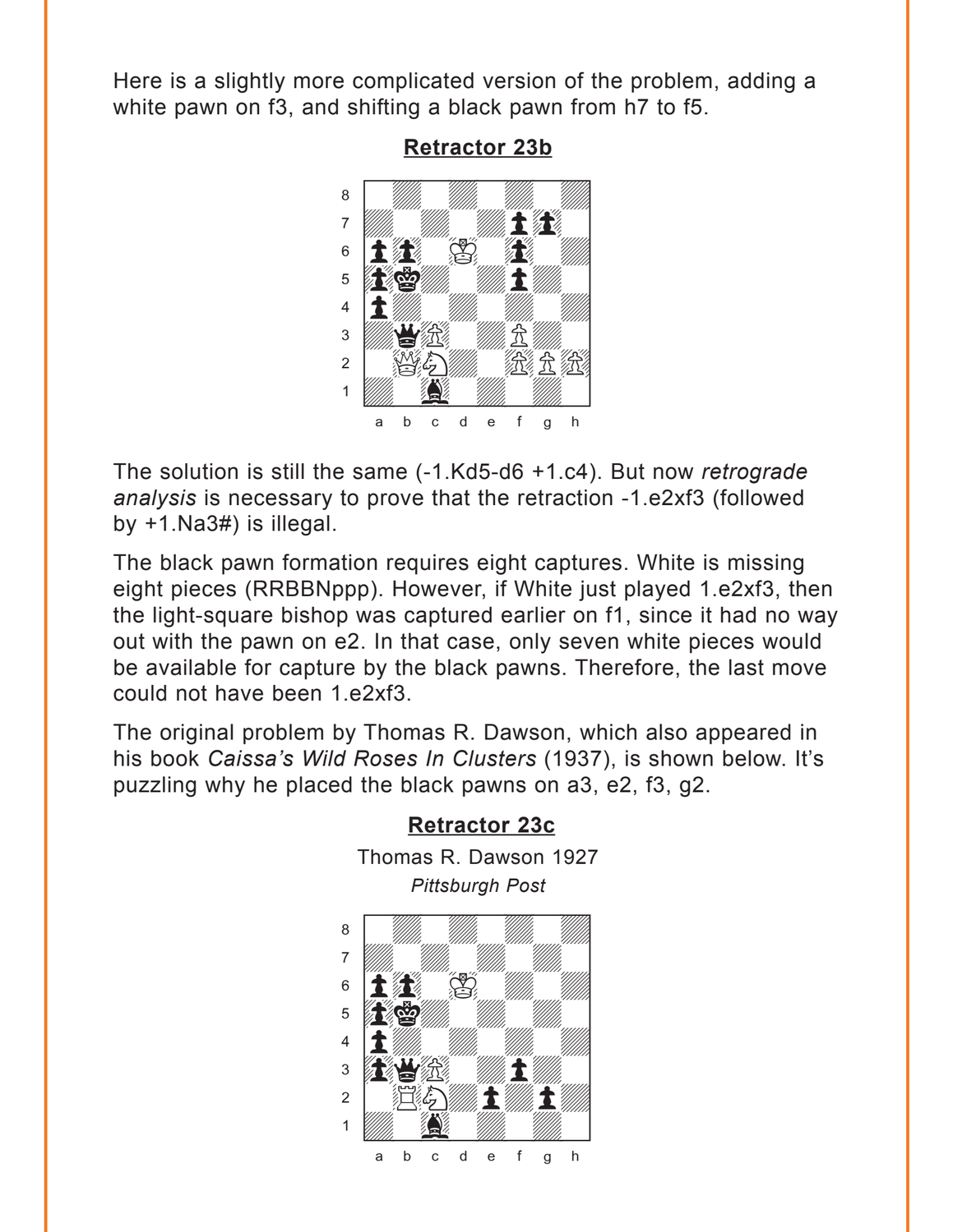Here is a slightly more complicated version of the problem, adding a white pawn on f3, and shifting a black pawn from h7 to f5.

**Retractor 23b**

The solution is still the same (-1.Kd5-d6 +1.c4). But now *retrograde analysis* is necessary to prove that the retraction -1.e2xf3 (followed by +1.Na3#) is illegal.

The black pawn formation requires eight captures. White is missing eight pieces (RRBBNppp). However, if White just played 1.e2xf3, then the light-square bishop was captured earlier on f1, since it had no way out with the pawn on e2. In that case, only seven white pieces would be available for capture by the black pawns. Therefore, the last move could not have been 1.e2xf3.

The original problem by Thomas R. Dawson, which also appeared in his book *Caissa's Wild Roses In Clusters* (1937), is shown below. It's puzzling why he placed the black pawns on a3, e2, f3, g2.

**Retractor 23c**

Thomas R. Dawson 1927

*Pittsburgh Post*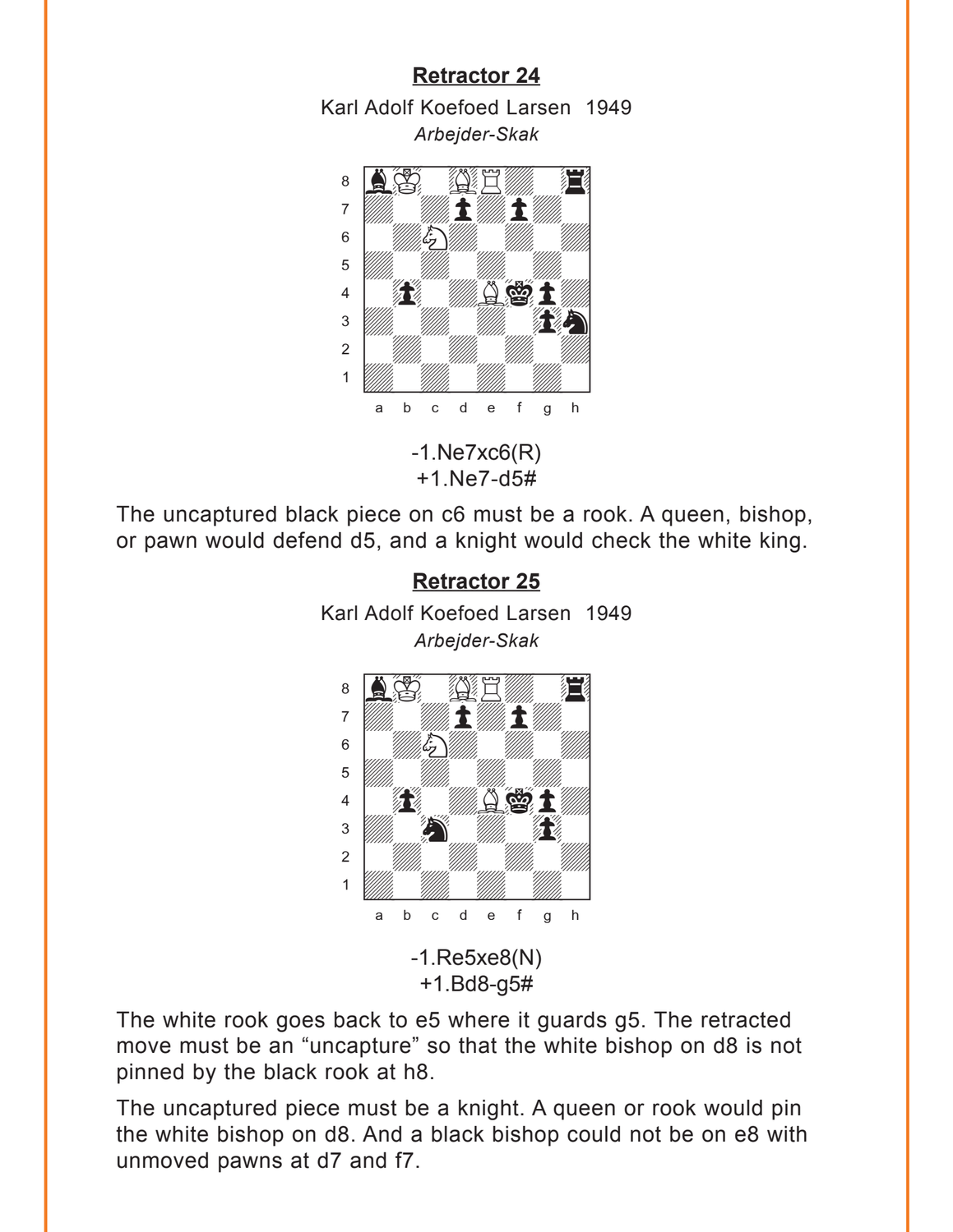## Retractor 24

Karl Adolf Koefoed Larsen 1949

*Arbejder-Skak*

-1.Ne7xc6(R)
+1.Ne7-d5#

The uncaptured black piece on c6 must be a rook. A queen, bishop, or pawn would defend d5, and a knight would check the white king.

## Retractor 25

Karl Adolf Koefoed Larsen 1949

*Arbejder-Skak*

-1.Re5xe8(N)
+1.Bd8-g5#

The white rook goes back to e5 where it guards g5. The retracted move must be an "uncapture" so that the white bishop on d8 is not pinned by the black rook at h8.

The uncaptured piece must be a knight. A queen or rook would pin the white bishop on d8. And a black bishop could not be on e8 with unmoved pawns at d7 and f7.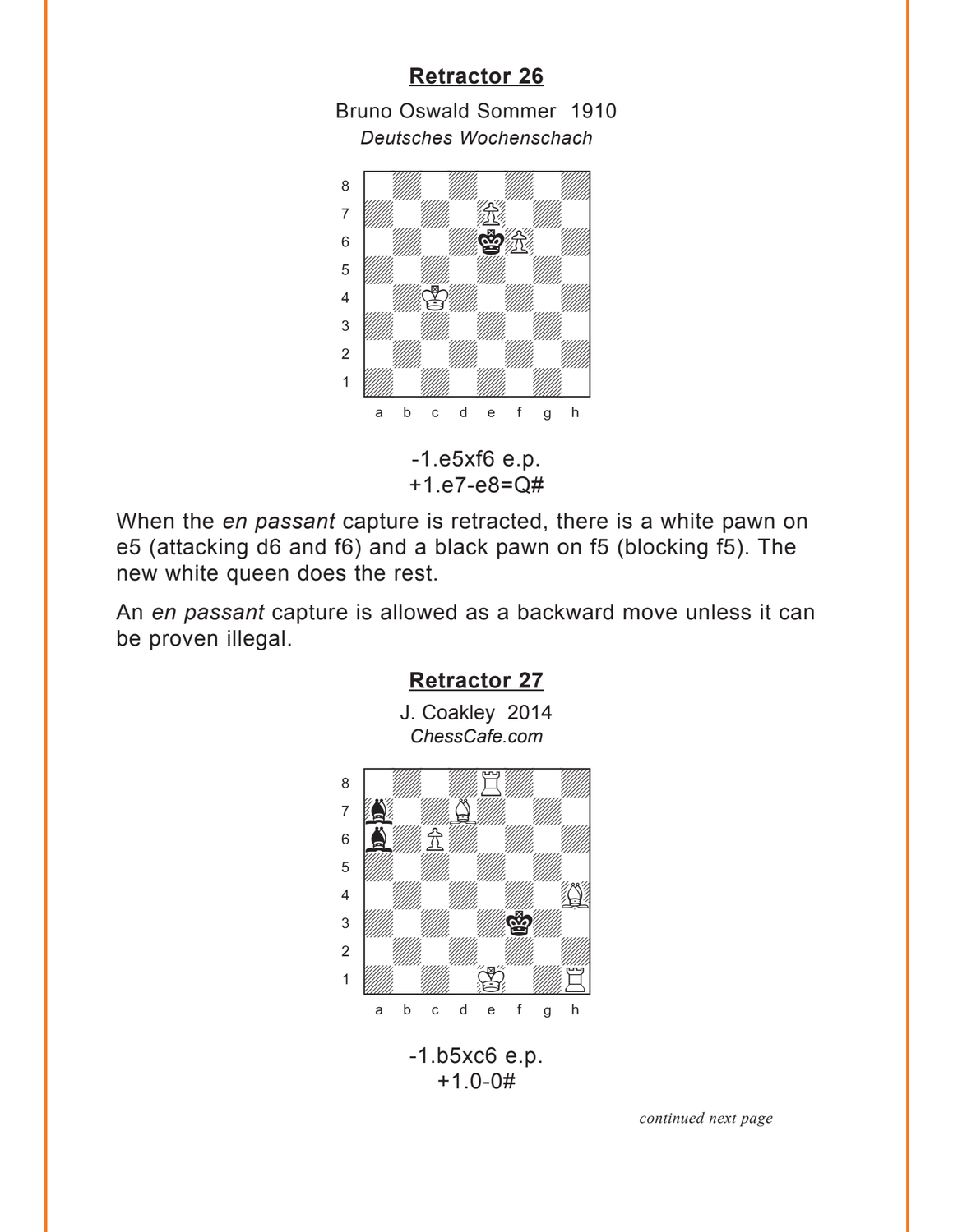## Retractor 26

Bruno Oswald Sommer 1910
*Deutsches Wochenschach*

-1.e5xf6 e.p.
+1.e7-e8=Q#

When the *en passant* capture is retracted, there is a white pawn on e5 (attacking d6 and f6) and a black pawn on f5 (blocking f5). The new white queen does the rest.

An *en passant* capture is allowed as a backward move unless it can be proven illegal.

## Retractor 27

J. Coakley 2014
*ChessCafe.com*

-1.b5xc6 e.p.
+1.0-0#

*continued next page*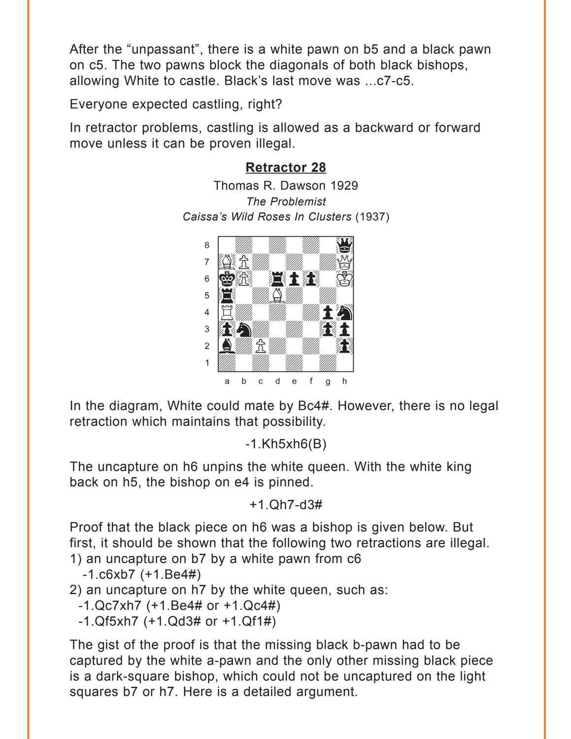After the “unpassant”, there is a white pawn on b5 and a black pawn on c5. The two pawns block the diagonals of both black bishops, allowing White to castle. Black’s last move was ...c7-c5.

Everyone expected castling, right?

In retractor problems, castling is allowed as a backward or forward move unless it can be proven illegal.

**Retractor 28**

Thomas R. Dawson 1929

*The Problemist*

*Caissa’s Wild Roses In Clusters* (1937)

In the diagram, White could mate by Bc4#. However, there is no legal retraction which maintains that possibility.

-1.Kh5xh6(B)

The uncapture on h6 unpins the white queen. With the white king back on h5, the bishop on e4 is pinned.

+1.Qh7-d3#

Proof that the black piece on h6 was a bishop is given below. But first, it should be shown that the following two retractions are illegal.

1) an uncapture on b7 by a white pawn from c6
   -1.c6xb7 (+1.Be4#)
2) an uncapture on h7 by the white queen, such as:
   -1.Qc7xh7 (+1.Be4# or +1.Qc4#)
   -1.Qf5xh7 (+1.Qd3# or +1.Qf1#)

The gist of the proof is that the missing black b-pawn had to be captured by the white a-pawn and the only other missing black piece is a dark-square bishop, which could not be uncaptured on the light squares b7 or h7. Here is a detailed argument.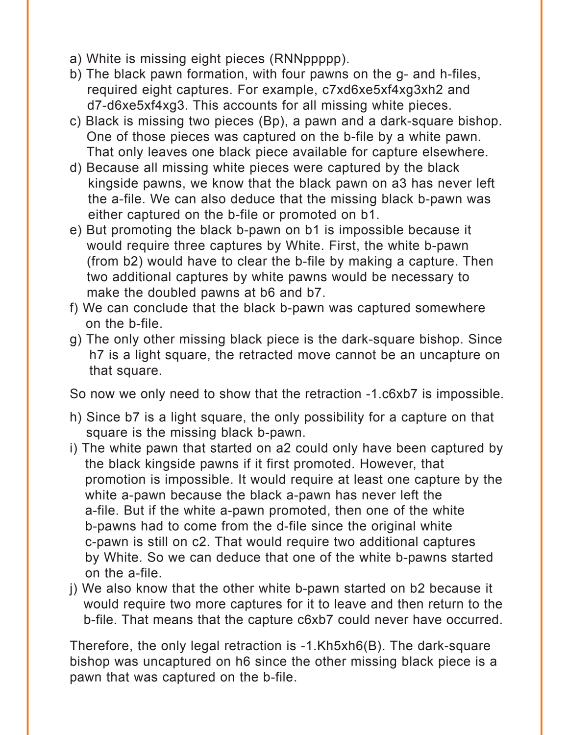a) White is missing eight pieces (RNNppppp).

b) The black pawn formation, with four pawns on the g- and h-files, required eight captures. For example, c7xd6xe5xf4xg3xh2 and d7-d6xe5xf4xg3. This accounts for all missing white pieces.

c) Black is missing two pieces (Bp), a pawn and a dark-square bishop. One of those pieces was captured on the b-file by a white pawn. That only leaves one black piece available for capture elsewhere.

d) Because all missing white pieces were captured by the black kingside pawns, we know that the black pawn on a3 has never left the a-file. We can also deduce that the missing black b-pawn was either captured on the b-file or promoted on b1.

e) But promoting the black b-pawn on b1 is impossible because it would require three captures by White. First, the white b-pawn (from b2) would have to clear the b-file by making a capture. Then two additional captures by white pawns would be necessary to make the doubled pawns at b6 and b7.

f) We can conclude that the black b-pawn was captured somewhere on the b-file.

g) The only other missing black piece is the dark-square bishop. Since h7 is a light square, the retracted move cannot be an uncapture on that square.

So now we only need to show that the retraction -1.c6xb7 is impossible.

h) Since b7 is a light square, the only possibility for a capture on that square is the missing black b-pawn.

i) The white pawn that started on a2 could only have been captured by the black kingside pawns if it first promoted. However, that promotion is impossible. It would require at least one capture by the white a-pawn because the black a-pawn has never left the a-file. But if the white a-pawn promoted, then one of the white b-pawns had to come from the d-file since the original white c-pawn is still on c2. That would require two additional captures by White. So we can deduce that one of the white b-pawns started on the a-file.

j) We also know that the other white b-pawn started on b2 because it would require two more captures for it to leave and then return to the b-file. That means that the capture c6xb7 could never have occurred.

Therefore, the only legal retraction is -1.Kh5xh6(B). The dark-square bishop was uncaptured on h6 since the other missing black piece is a pawn that was captured on the b-file.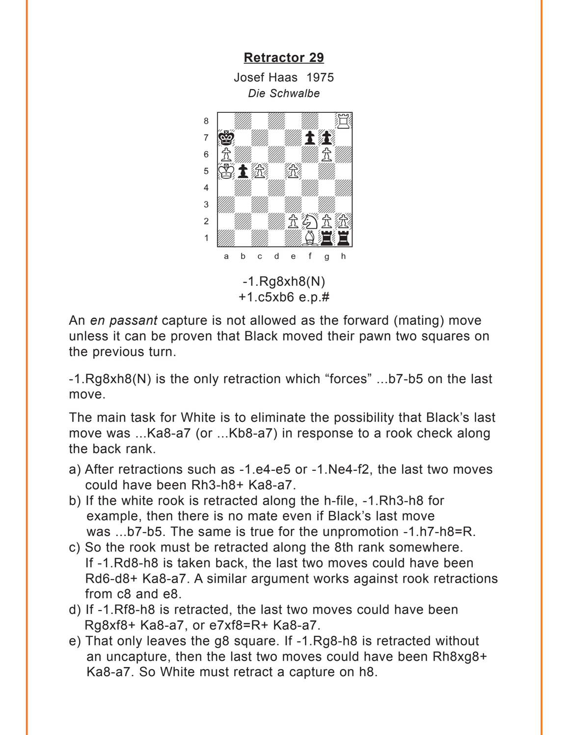## Retractor 29

Josef Haas 1975

*Die Schwalbe*

-1.Rg8xh8(N)
+1.c5xb6 e.p.#

An *en passant* capture is not allowed as the forward (mating) move unless it can be proven that Black moved their pawn two squares on the previous turn.

-1.Rg8xh8(N) is the only retraction which "forces" ...b7-b5 on the last move.

The main task for White is to eliminate the possibility that Black's last move was ...Ka8-a7 (or ...Kb8-a7) in response to a rook check along the back rank.

a) After retractions such as -1.e4-e5 or -1.Ne4-f2, the last two moves could have been Rh3-h8+ Ka8-a7.

b) If the white rook is retracted along the h-file, -1.Rh3-h8 for example, then there is no mate even if Black's last move was ...b7-b5. The same is true for the unpromotion -1.h7-h8=R.

c) So the rook must be retracted along the 8th rank somewhere. If -1.Rd8-h8 is taken back, the last two moves could have been Rd6-d8+ Ka8-a7. A similar argument works against rook retractions from c8 and e8.

d) If -1.Rf8-h8 is retracted, the last two moves could have been Rg8xf8+ Ka8-a7, or e7xf8=R+ Ka8-a7.

e) That only leaves the g8 square. If -1.Rg8-h8 is retracted without an uncapture, then the last two moves could have been Rh8xg8+ Ka8-a7. So White must retract a capture on h8.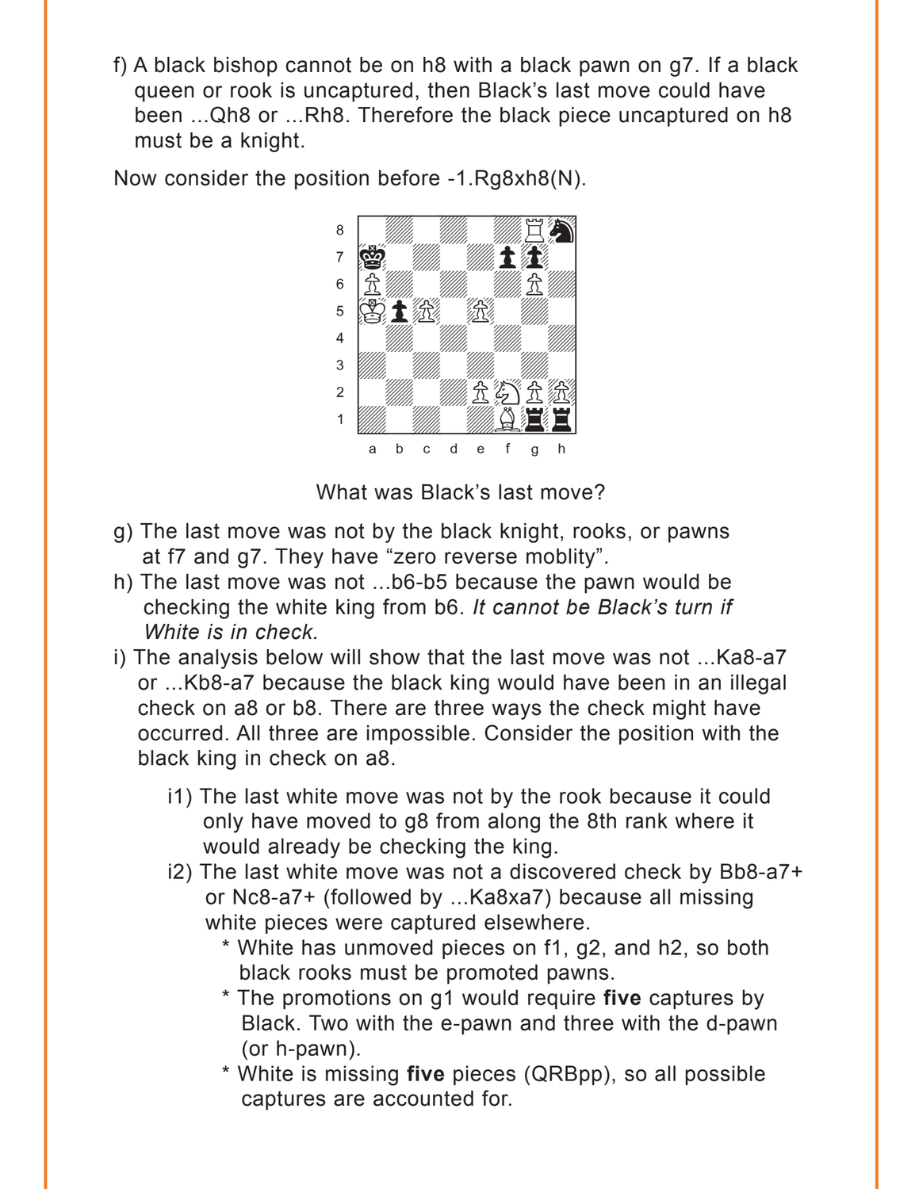f) A black bishop cannot be on h8 with a black pawn on g7. If a black queen or rook is uncaptured, then Black's last move could have been ...Qh8 or ...Rh8. Therefore the black piece uncaptured on h8 must be a knight.

Now consider the position before -1.Rg8xh8(N).

What was Black's last move?

g) The last move was not by the black knight, rooks, or pawns at f7 and g7. They have "zero reverse moblity".

h) The last move was not ...b6-b5 because the pawn would be checking the white king from b6. *It cannot be Black's turn if White is in check.*

i) The analysis below will show that the last move was not ...Ka8-a7 or ...Kb8-a7 because the black king would have been in an illegal check on a8 or b8. There are three ways the check might have occurred. All three are impossible. Consider the position with the black king in check on a8.

   i1) The last white move was not by the rook because it could only have moved to g8 from along the 8th rank where it would already be checking the king.

   i2) The last white move was not a discovered check by Bb8-a7+ or Nc8-a7+ (followed by ...Ka8xa7) because all missing white pieces were captured elsewhere.

      * White has unmoved pieces on f1, g2, and h2, so both black rooks must be promoted pawns.
      * The promotions on g1 would require **five** captures by Black. Two with the e-pawn and three with the d-pawn (or h-pawn).
      * White is missing **five** pieces (QRBpp), so all possible captures are accounted for.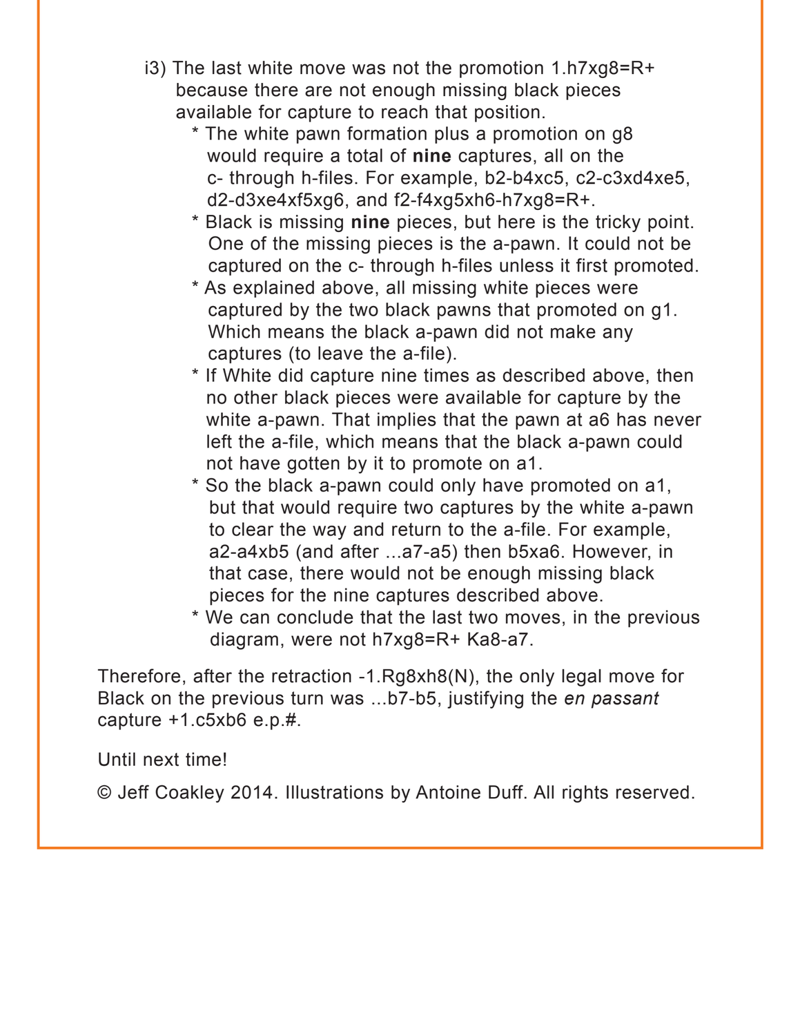i3) The last white move was not the promotion 1.h7xg8=R+ because there are not enough missing black pieces available for capture to reach that position.

* The white pawn formation plus a promotion on g8 would require a total of **nine** captures, all on the c- through h-files. For example, b2-b4xc5, c2-c3xd4xe5, d2-d3xe4xf5xg6, and f2-f4xg5xh6-h7xg8=R+.
* Black is missing **nine** pieces, but here is the tricky point. One of the missing pieces is the a-pawn. It could not be captured on the c- through h-files unless it first promoted.
* As explained above, all missing white pieces were captured by the two black pawns that promoted on g1. Which means the black a-pawn did not make any captures (to leave the a-file).
* If White did capture nine times as described above, then no other black pieces were available for capture by the white a-pawn. That implies that the pawn at a6 has never left the a-file, which means that the black a-pawn could not have gotten by it to promote on a1.
* So the black a-pawn could only have promoted on a1, but that would require two captures by the white a-pawn to clear the way and return to the a-file. For example, a2-a4xb5 (and after ...a7-a5) then b5xa6. However, in that case, there would not be enough missing black pieces for the nine captures described above.
* We can conclude that the last two moves, in the previous diagram, were not h7xg8=R+ Ka8-a7.

Therefore, after the retraction -1.Rg8xh8(N), the only legal move for Black on the previous turn was ...b7-b5, justifying the *en passant* capture +1.c5xb6 e.p.#.

Until next time!

© Jeff Coakley 2014. Illustrations by Antoine Duff. All rights reserved.